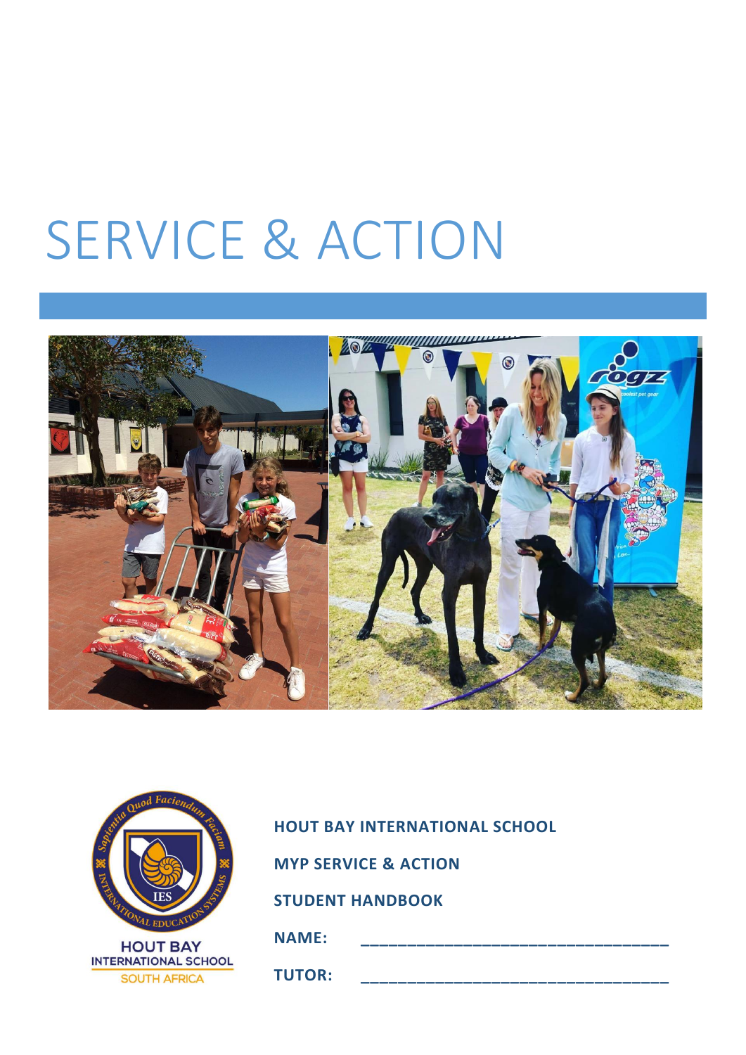# SERVICE & ACTION

**HOUT BAY INTERNATIONAL SCHOOL**

**MYP SERVICE & ACTION**

**STUDENT HANDBOOK**

**NAME:** ___________________________________

**TUTOR:** ___________________________________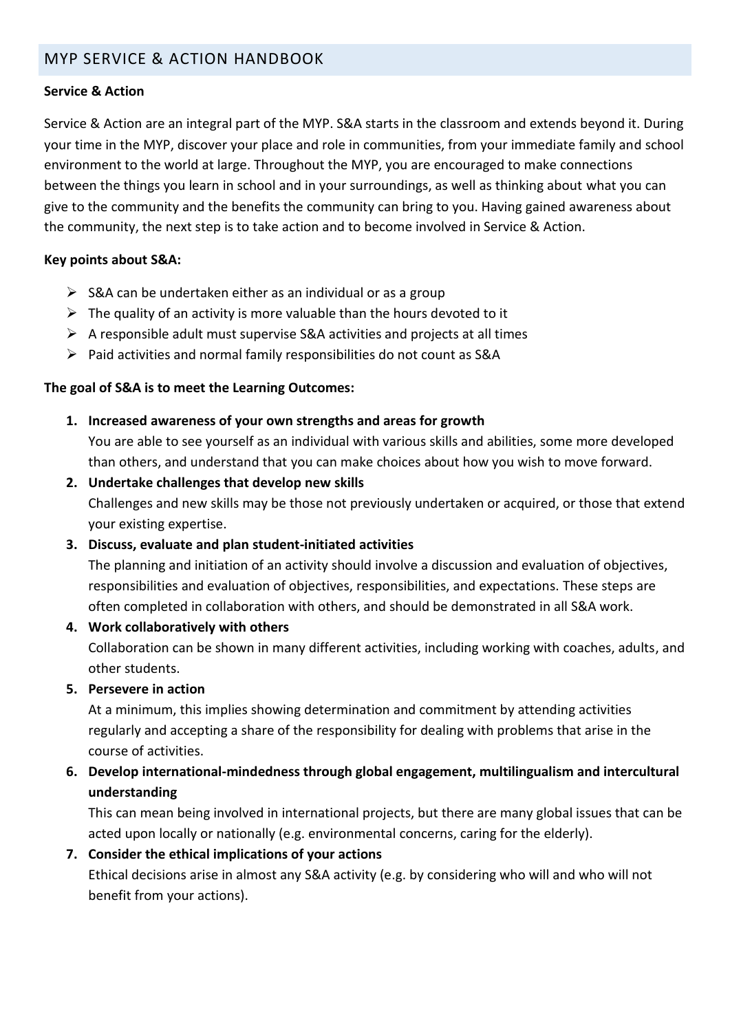## MYP SERVICE & ACTION HANDBOOK

**Service & Action**

Service & Action are an integral part of the MYP. S&A starts in the classroom and extends beyond it. During your time in the MYP, discover your place and role in communities, from your immediate family and school environment to the world at large. Throughout the MYP, you are encouraged to make connections between the things you learn in school and in your surroundings, as well as thinking about what you can give to the community and the benefits the community can bring to you. Having gained awareness about the community, the next step is to take action and to become involved in Service & Action.

**Key points about S&A:**

- S&A can be undertaken either as an individual or as a group
- The quality of an activity is more valuable than the hours devoted to it
- A responsible adult must supervise S&A activities and projects at all times
- Paid activities and normal family responsibilities do not count as S&A

**The goal of S&A is to meet the Learning Outcomes:**

1. **Increased awareness of your own strengths and areas for growth**
   You are able to see yourself as an individual with various skills and abilities, some more developed than others, and understand that you can make choices about how you wish to move forward.
2. **Undertake challenges that develop new skills**
   Challenges and new skills may be those not previously undertaken or acquired, or those that extend your existing expertise.
3. **Discuss, evaluate and plan student-initiated activities**
   The planning and initiation of an activity should involve a discussion and evaluation of objectives, responsibilities and evaluation of objectives, responsibilities, and expectations. These steps are often completed in collaboration with others, and should be demonstrated in all S&A work.
4. **Work collaboratively with others**
   Collaboration can be shown in many different activities, including working with coaches, adults, and other students.
5. **Persevere in action**
   At a minimum, this implies showing determination and commitment by attending activities regularly and accepting a share of the responsibility for dealing with problems that arise in the course of activities.
6. **Develop international-mindedness through global engagement, multilingualism and intercultural understanding**
   This can mean being involved in international projects, but there are many global issues that can be acted upon locally or nationally (e.g. environmental concerns, caring for the elderly).
7. **Consider the ethical implications of your actions**
   Ethical decisions arise in almost any S&A activity (e.g. by considering who will and who will not benefit from your actions).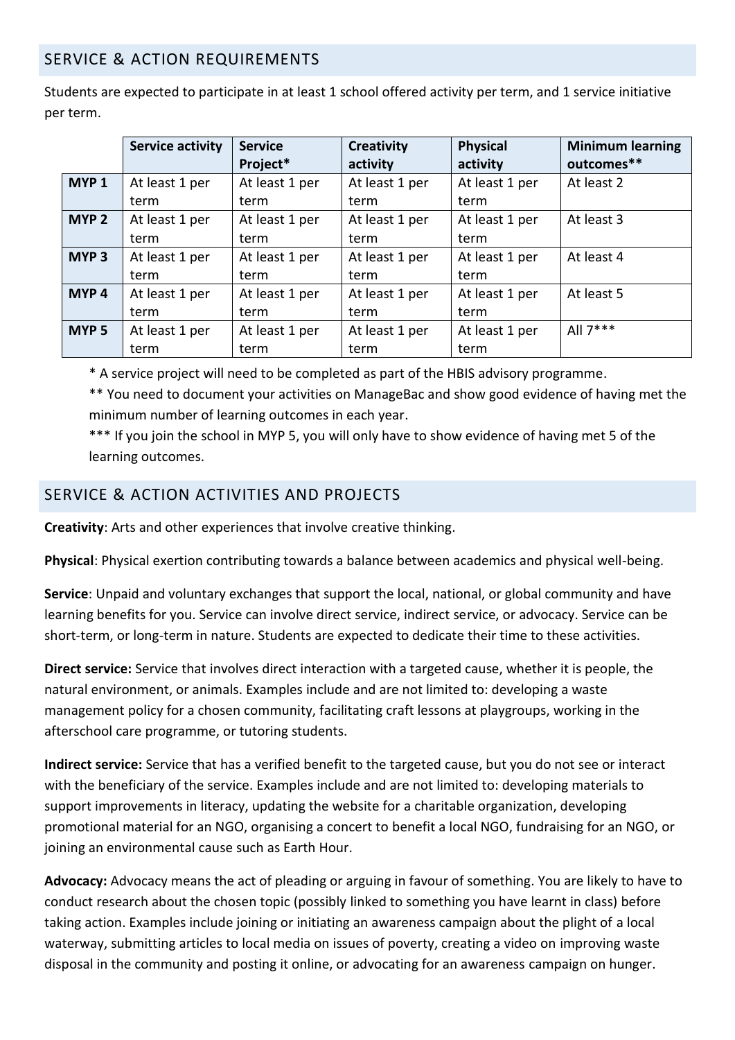## SERVICE & ACTION REQUIREMENTS

Students are expected to participate in at least 1 school offered activity per term, and 1 service initiative per term.

| | Service activity | Service Project* | Creativity activity | Physical activity | Minimum learning outcomes** |
|---|---|---|---|---|---|
| **MYP 1** | At least 1 per term | At least 1 per term | At least 1 per term | At least 1 per term | At least 2 |
| **MYP 2** | At least 1 per term | At least 1 per term | At least 1 per term | At least 1 per term | At least 3 |
| **MYP 3** | At least 1 per term | At least 1 per term | At least 1 per term | At least 1 per term | At least 4 |
| **MYP 4** | At least 1 per term | At least 1 per term | At least 1 per term | At least 1 per term | At least 5 |
| **MYP 5** | At least 1 per term | At least 1 per term | At least 1 per term | At least 1 per term | All 7*** |

\* A service project will need to be completed as part of the HBIS advisory programme.

** You need to document your activities on ManageBac and show good evidence of having met the minimum number of learning outcomes in each year.

*** If you join the school in MYP 5, you will only have to show evidence of having met 5 of the learning outcomes.

## SERVICE & ACTION ACTIVITIES AND PROJECTS

**Creativity**: Arts and other experiences that involve creative thinking.

**Physical**: Physical exertion contributing towards a balance between academics and physical well-being.

**Service**: Unpaid and voluntary exchanges that support the local, national, or global community and have learning benefits for you. Service can involve direct service, indirect service, or advocacy. Service can be short-term, or long-term in nature. Students are expected to dedicate their time to these activities.

**Direct service:** Service that involves direct interaction with a targeted cause, whether it is people, the natural environment, or animals. Examples include and are not limited to: developing a waste management policy for a chosen community, facilitating craft lessons at playgroups, working in the afterschool care programme, or tutoring students.

**Indirect service:** Service that has a verified benefit to the targeted cause, but you do not see or interact with the beneficiary of the service. Examples include and are not limited to: developing materials to support improvements in literacy, updating the website for a charitable organization, developing promotional material for an NGO, organising a concert to benefit a local NGO, fundraising for an NGO, or joining an environmental cause such as Earth Hour.

**Advocacy:** Advocacy means the act of pleading or arguing in favour of something. You are likely to have to conduct research about the chosen topic (possibly linked to something you have learnt in class) before taking action. Examples include joining or initiating an awareness campaign about the plight of a local waterway, submitting articles to local media on issues of poverty, creating a video on improving waste disposal in the community and posting it online, or advocating for an awareness campaign on hunger.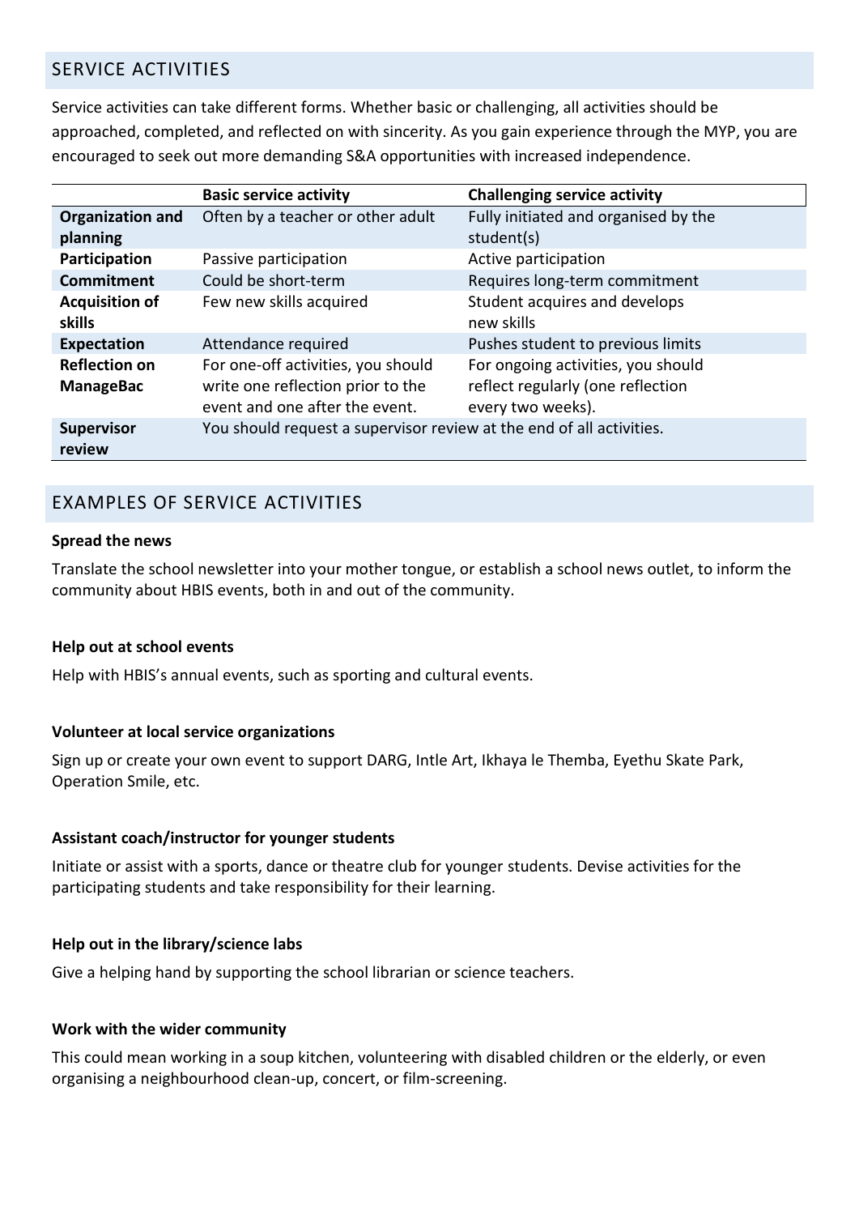## SERVICE ACTIVITIES

Service activities can take different forms. Whether basic or challenging, all activities should be approached, completed, and reflected on with sincerity. As you gain experience through the MYP, you are encouraged to seek out more demanding S&A opportunities with increased independence.

| | **Basic service activity** | **Challenging service activity** |
|---|---|---|
| **Organization and planning** | Often by a teacher or other adult | Fully initiated and organised by the student(s) |
| **Participation** | Passive participation | Active participation |
| **Commitment** | Could be short-term | Requires long-term commitment |
| **Acquisition of skills** | Few new skills acquired | Student acquires and develops new skills |
| **Expectation** | Attendance required | Pushes student to previous limits |
| **Reflection on ManageBac** | For one-off activities, you should write one reflection prior to the event and one after the event. | For ongoing activities, you should reflect regularly (one reflection every two weeks). |
| **Supervisor review** | You should request a supervisor review at the end of all activities. | |

## EXAMPLES OF SERVICE ACTIVITIES

**Spread the news**

Translate the school newsletter into your mother tongue, or establish a school news outlet, to inform the community about HBIS events, both in and out of the community.

**Help out at school events**

Help with HBIS's annual events, such as sporting and cultural events.

**Volunteer at local service organizations**

Sign up or create your own event to support DARG, Intle Art, Ikhaya le Themba, Eyethu Skate Park, Operation Smile, etc.

**Assistant coach/instructor for younger students**

Initiate or assist with a sports, dance or theatre club for younger students. Devise activities for the participating students and take responsibility for their learning.

**Help out in the library/science labs**

Give a helping hand by supporting the school librarian or science teachers.

**Work with the wider community**

This could mean working in a soup kitchen, volunteering with disabled children or the elderly, or even organising a neighbourhood clean-up, concert, or film-screening.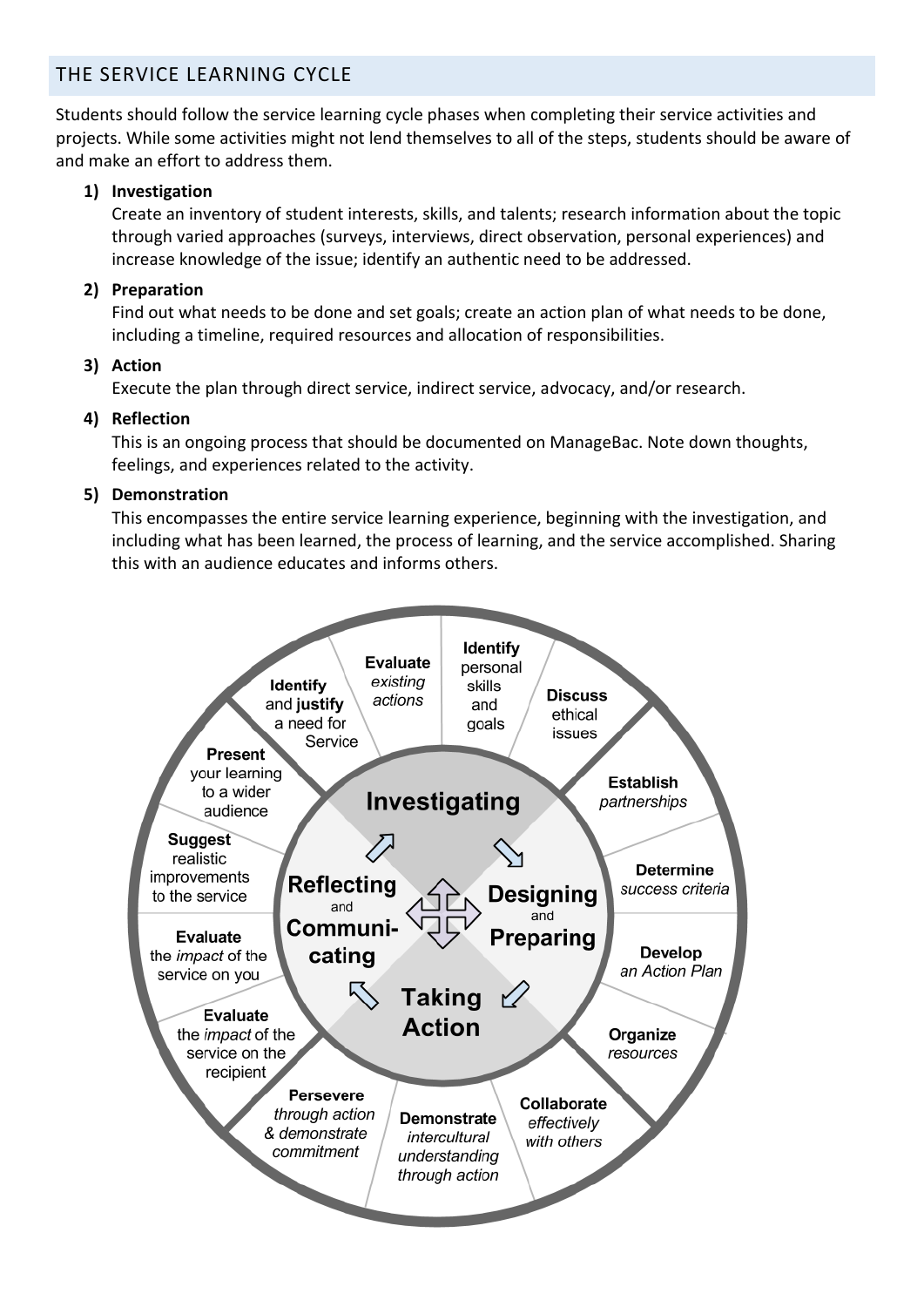## THE SERVICE LEARNING CYCLE

Students should follow the service learning cycle phases when completing their service activities and projects. While some activities might not lend themselves to all of the steps, students should be aware of and make an effort to address them.

1) **Investigation**
   Create an inventory of student interests, skills, and talents; research information about the topic through varied approaches (surveys, interviews, direct observation, personal experiences) and increase knowledge of the issue; identify an authentic need to be addressed.

2) **Preparation**
   Find out what needs to be done and set goals; create an action plan of what needs to be done, including a timeline, required resources and allocation of responsibilities.

3) **Action**
   Execute the plan through direct service, indirect service, advocacy, and/or research.

4) **Reflection**
   This is an ongoing process that should be documented on ManageBac. Note down thoughts, feelings, and experiences related to the activity.

5) **Demonstration**
   This encompasses the entire service learning experience, beginning with the investigation, and including what has been learned, the process of learning, and the service accomplished. Sharing this with an audience educates and informs others.

**Investigating**
- **Identify** and **justify** a need for Service
- **Evaluate** *existing actions*
- **Identify** personal skills and goals
- **Discuss** ethical issues

**Designing and Preparing**
- **Establish** *partnerships*
- **Determine** *success criteria*
- **Develop** *an Action Plan*
- **Organize** *resources*

**Taking Action**
- **Collaborate** *effectively with others*
- **Demonstrate** *intercultural understanding through action*
- **Persevere** *through action & demonstrate commitment*

**Reflecting and Communicating**
- **Evaluate** the *impact* of the service on the recipient
- **Evaluate** the *impact* of the service on you
- **Suggest** realistic improvements to the service
- **Present** your learning to a wider audience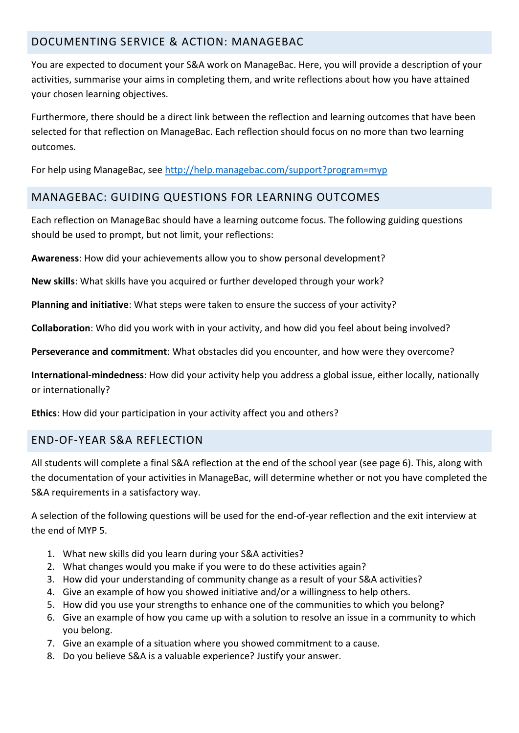## DOCUMENTING SERVICE & ACTION: MANAGEBAC

You are expected to document your S&A work on ManageBac. Here, you will provide a description of your activities, summarise your aims in completing them, and write reflections about how you have attained your chosen learning objectives.

Furthermore, there should be a direct link between the reflection and learning outcomes that have been selected for that reflection on ManageBac. Each reflection should focus on no more than two learning outcomes.

For help using ManageBac, see [http://help.managebac.com/support?program=myp](http://help.managebac.com/support?program=myp)

## MANAGEBAC: GUIDING QUESTIONS FOR LEARNING OUTCOMES

Each reflection on ManageBac should have a learning outcome focus. The following guiding questions should be used to prompt, but not limit, your reflections:

**Awareness**: How did your achievements allow you to show personal development?

**New skills**: What skills have you acquired or further developed through your work?

**Planning and initiative**: What steps were taken to ensure the success of your activity?

**Collaboration**: Who did you work with in your activity, and how did you feel about being involved?

**Perseverance and commitment**: What obstacles did you encounter, and how were they overcome?

**International-mindedness**: How did your activity help you address a global issue, either locally, nationally or internationally?

**Ethics**: How did your participation in your activity affect you and others?

## END-OF-YEAR S&A REFLECTION

All students will complete a final S&A reflection at the end of the school year (see page 6). This, along with the documentation of your activities in ManageBac, will determine whether or not you have completed the S&A requirements in a satisfactory way.

A selection of the following questions will be used for the end-of-year reflection and the exit interview at the end of MYP 5.

1. What new skills did you learn during your S&A activities?
2. What changes would you make if you were to do these activities again?
3. How did your understanding of community change as a result of your S&A activities?
4. Give an example of how you showed initiative and/or a willingness to help others.
5. How did you use your strengths to enhance one of the communities to which you belong?
6. Give an example of how you came up with a solution to resolve an issue in a community to which you belong.
7. Give an example of a situation where you showed commitment to a cause.
8. Do you believe S&A is a valuable experience? Justify your answer.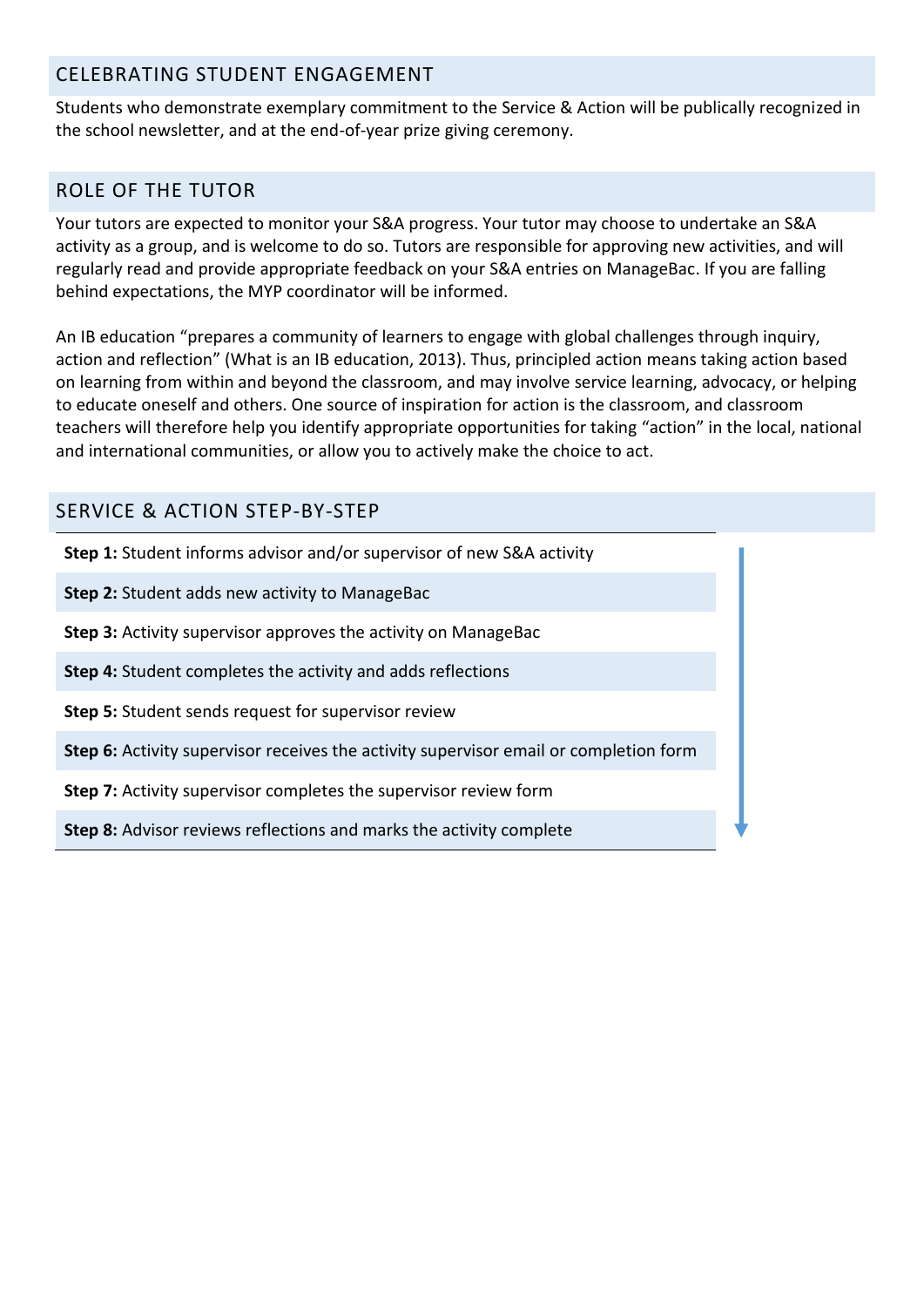## CELEBRATING STUDENT ENGAGEMENT

Students who demonstrate exemplary commitment to the Service & Action will be publically recognized in the school newsletter, and at the end-of-year prize giving ceremony.

## ROLE OF THE TUTOR

Your tutors are expected to monitor your S&A progress. Your tutor may choose to undertake an S&A activity as a group, and is welcome to do so. Tutors are responsible for approving new activities, and will regularly read and provide appropriate feedback on your S&A entries on ManageBac. If you are falling behind expectations, the MYP coordinator will be informed.

An IB education "prepares a community of learners to engage with global challenges through inquiry, action and reflection" (What is an IB education, 2013). Thus, principled action means taking action based on learning from within and beyond the classroom, and may involve service learning, advocacy, or helping to educate oneself and others. One source of inspiration for action is the classroom, and classroom teachers will therefore help you identify appropriate opportunities for taking "action" in the local, national and international communities, or allow you to actively make the choice to act.

## SERVICE & ACTION STEP-BY-STEP

**Step 1:** Student informs advisor and/or supervisor of new S&A activity

**Step 2:** Student adds new activity to ManageBac

**Step 3:** Activity supervisor approves the activity on ManageBac

**Step 4:** Student completes the activity and adds reflections

**Step 5:** Student sends request for supervisor review

**Step 6:** Activity supervisor receives the activity supervisor email or completion form

**Step 7:** Activity supervisor completes the supervisor review form

**Step 8:** Advisor reviews reflections and marks the activity complete